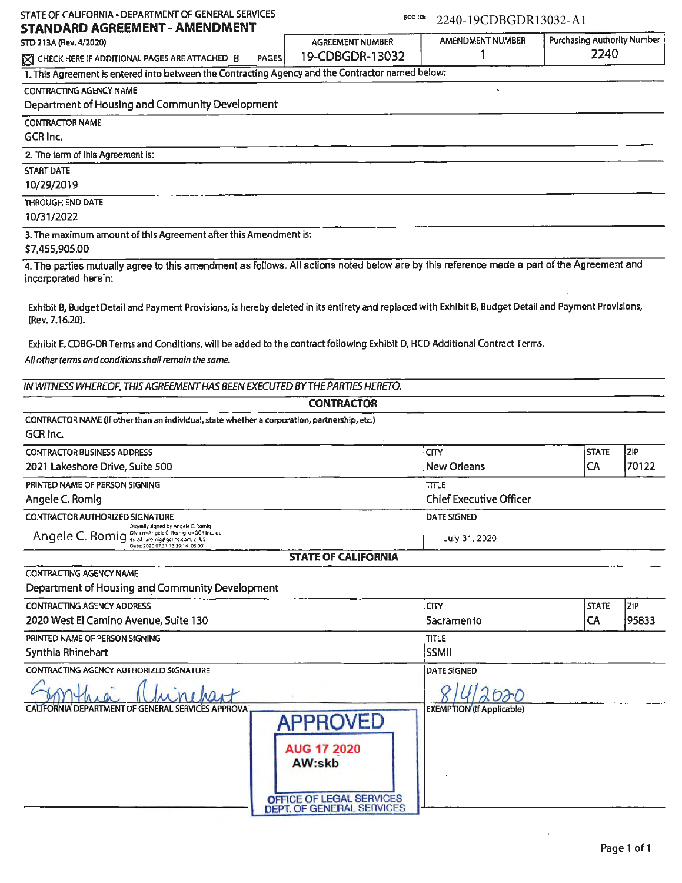STATE OF CALIFORNIA - DEPARTMENT OF GENERAL SERVICES

SCO ID: 2240-19CDBGDR13032-A1

# STANDARD AGREEMENT - AMENDMENT

STD 213A (Rev. 4/2020)

☒ CHECK HERE IF ADDITIONAL PAGES ARE ATTACHED 8 PAGES

| AGREEMENT NUMBER | AMENDMENT NUMBER | Purchasing Authority Number |
|---|---|---|
| 19-CDBGDR-13032 | 1 | 2240 |

1. This Agreement is entered into between the Contracting Agency and the Contractor named below:

CONTRACTING AGENCY NAME
Department of Housing and Community Development

CONTRACTOR NAME
GCR Inc.

2. The term of this Agreement is:

START DATE
10/29/2019

THROUGH END DATE
10/31/2022

3. The maximum amount of this Agreement after this Amendment is:
$7,455,905.00

4. The parties mutually agree to this amendment as follows. All actions noted below are by this reference made a part of the Agreement and incorporated herein:

Exhibit B, Budget Detail and Payment Provisions, is hereby deleted in its entirety and replaced with Exhibit B, Budget Detail and Payment Provisions, (Rev. 7.16.20).

Exhibit E, CDBG-DR Terms and Conditions, will be added to the contract following Exhibit D, HCD Additional Contract Terms.

*All other terms and conditions shall remain the same.*

*IN WITNESS WHEREOF, THIS AGREEMENT HAS BEEN EXECUTED BY THE PARTIES HERETO.*

## CONTRACTOR

CONTRACTOR NAME (If other than an individual, state whether a corporation, partnership, etc.)
GCR Inc.

| CONTRACTOR BUSINESS ADDRESS | CITY | STATE | ZIP |
|---|---|---|---|
| 2021 Lakeshore Drive, Suite 500 | New Orleans | CA | 70122 |

| PRINTED NAME OF PERSON SIGNING | TITLE |
|---|---|
| Angele C. Romig | Chief Executive Officer |

| CONTRACTOR AUTHORIZED SIGNATURE | DATE SIGNED |
|---|---|
| Angele C. Romig (Digitally signed by Angele C. Romig DN: cn=Angele C. Romig, o=GCR Inc., ou, email=aromig@gcrinc.com, c=US Date: 2020.07.31 13:39:14 -05'00') | July 31, 2020 |

## STATE OF CALIFORNIA

CONTRACTING AGENCY NAME
Department of Housing and Community Development

| CONTRACTING AGENCY ADDRESS | CITY | STATE | ZIP |
|---|---|---|---|
| 2020 West El Camino Avenue, Suite 130 | Sacramento | CA | 95833 |

| PRINTED NAME OF PERSON SIGNING | TITLE |
|---|---|
| Synthia Rhinehart | SSMII |

| CONTRACTING AGENCY AUTHORIZED SIGNATURE | DATE SIGNED |
|---|---|
| Synthia Rhinehart | 8/4/2020 |

| CALIFORNIA DEPARTMENT OF GENERAL SERVICES APPROVAL | EXEMPTION (If Applicable) |
|---|---|
| APPROVED AUG 17 2020 AW:skb OFFICE OF LEGAL SERVICES DEPT. OF GENERAL SERVICES | |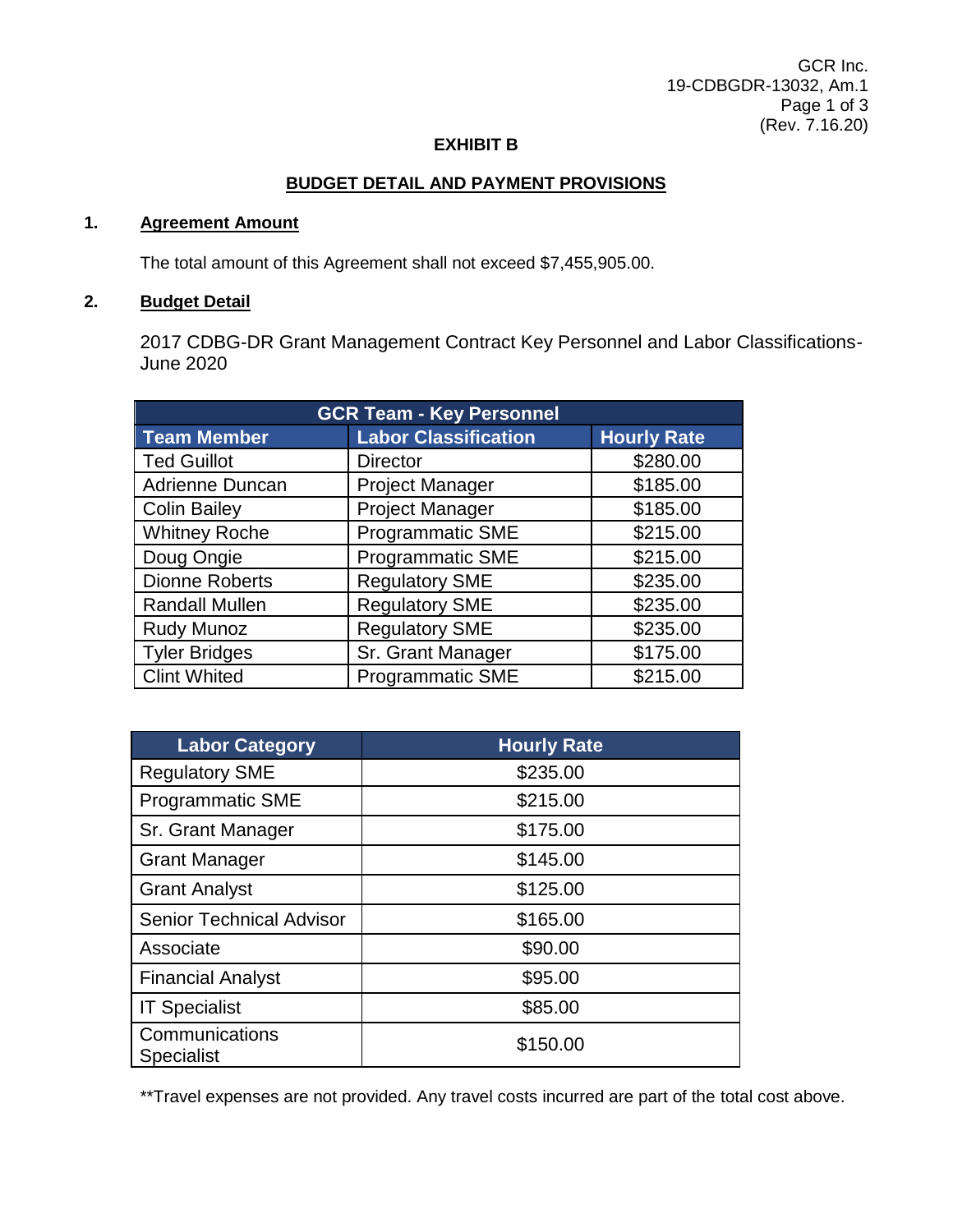# EXHIBIT B

## BUDGET DETAIL AND PAYMENT PROVISIONS

**1. Agreement Amount**

The total amount of this Agreement shall not exceed $7,455,905.00.

**2. Budget Detail**

2017 CDBG-DR Grant Management Contract Key Personnel and Labor Classifications-June 2020

| GCR Team - Key Personnel | | |
|---|---|---|
| **Team Member** | **Labor Classification** | **Hourly Rate** |
| Ted Guillot | Director | $280.00 |
| Adrienne Duncan | Project Manager | $185.00 |
| Colin Bailey | Project Manager | $185.00 |
| Whitney Roche | Programmatic SME | $215.00 |
| Doug Ongie | Programmatic SME | $215.00 |
| Dionne Roberts | Regulatory SME | $235.00 |
| Randall Mullen | Regulatory SME | $235.00 |
| Rudy Munoz | Regulatory SME | $235.00 |
| Tyler Bridges | Sr. Grant Manager | $175.00 |
| Clint Whited | Programmatic SME | $215.00 |

| Labor Category | Hourly Rate |
|---|---|
| Regulatory SME | $235.00 |
| Programmatic SME | $215.00 |
| Sr. Grant Manager | $175.00 |
| Grant Manager | $145.00 |
| Grant Analyst | $125.00 |
| Senior Technical Advisor | $165.00 |
| Associate | $90.00 |
| Financial Analyst | $95.00 |
| IT Specialist | $85.00 |
| Communications Specialist | $150.00 |

**Travel expenses are not provided. Any travel costs incurred are part of the total cost above.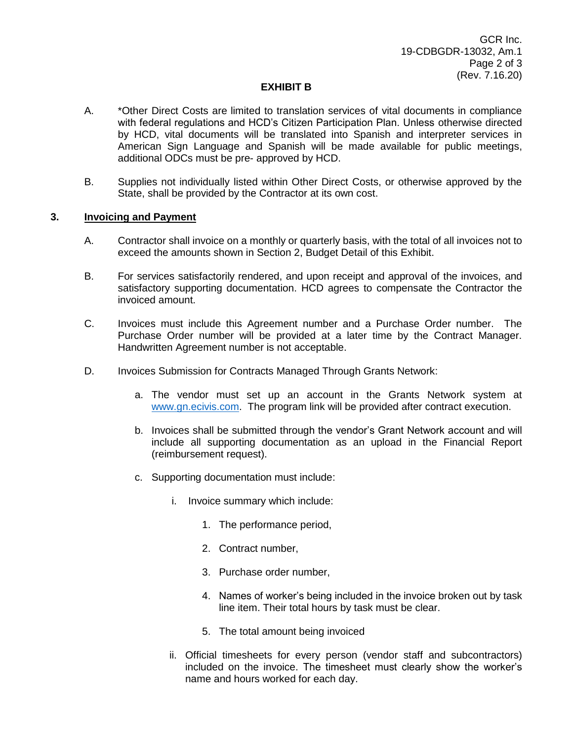**EXHIBIT B**

A. *Other Direct Costs are limited to translation services of vital documents in compliance with federal regulations and HCD's Citizen Participation Plan. Unless otherwise directed by HCD, vital documents will be translated into Spanish and interpreter services in American Sign Language and Spanish will be made available for public meetings, additional ODCs must be pre- approved by HCD.

B. Supplies not individually listed within Other Direct Costs, or otherwise approved by the State, shall be provided by the Contractor at its own cost.

## 3. Invoicing and Payment

A. Contractor shall invoice on a monthly or quarterly basis, with the total of all invoices not to exceed the amounts shown in Section 2, Budget Detail of this Exhibit.

B. For services satisfactorily rendered, and upon receipt and approval of the invoices, and satisfactory supporting documentation. HCD agrees to compensate the Contractor the invoiced amount.

C. Invoices must include this Agreement number and a Purchase Order number. The Purchase Order number will be provided at a later time by the Contract Manager. Handwritten Agreement number is not acceptable.

D. Invoices Submission for Contracts Managed Through Grants Network:

a. The vendor must set up an account in the Grants Network system at www.gn.ecivis.com. The program link will be provided after contract execution.

b. Invoices shall be submitted through the vendor's Grant Network account and will include all supporting documentation as an upload in the Financial Report (reimbursement request).

c. Supporting documentation must include:

i. Invoice summary which include:

1. The performance period,
2. Contract number,
3. Purchase order number,
4. Names of worker's being included in the invoice broken out by task line item. Their total hours by task must be clear.
5. The total amount being invoiced

ii. Official timesheets for every person (vendor staff and subcontractors) included on the invoice. The timesheet must clearly show the worker's name and hours worked for each day.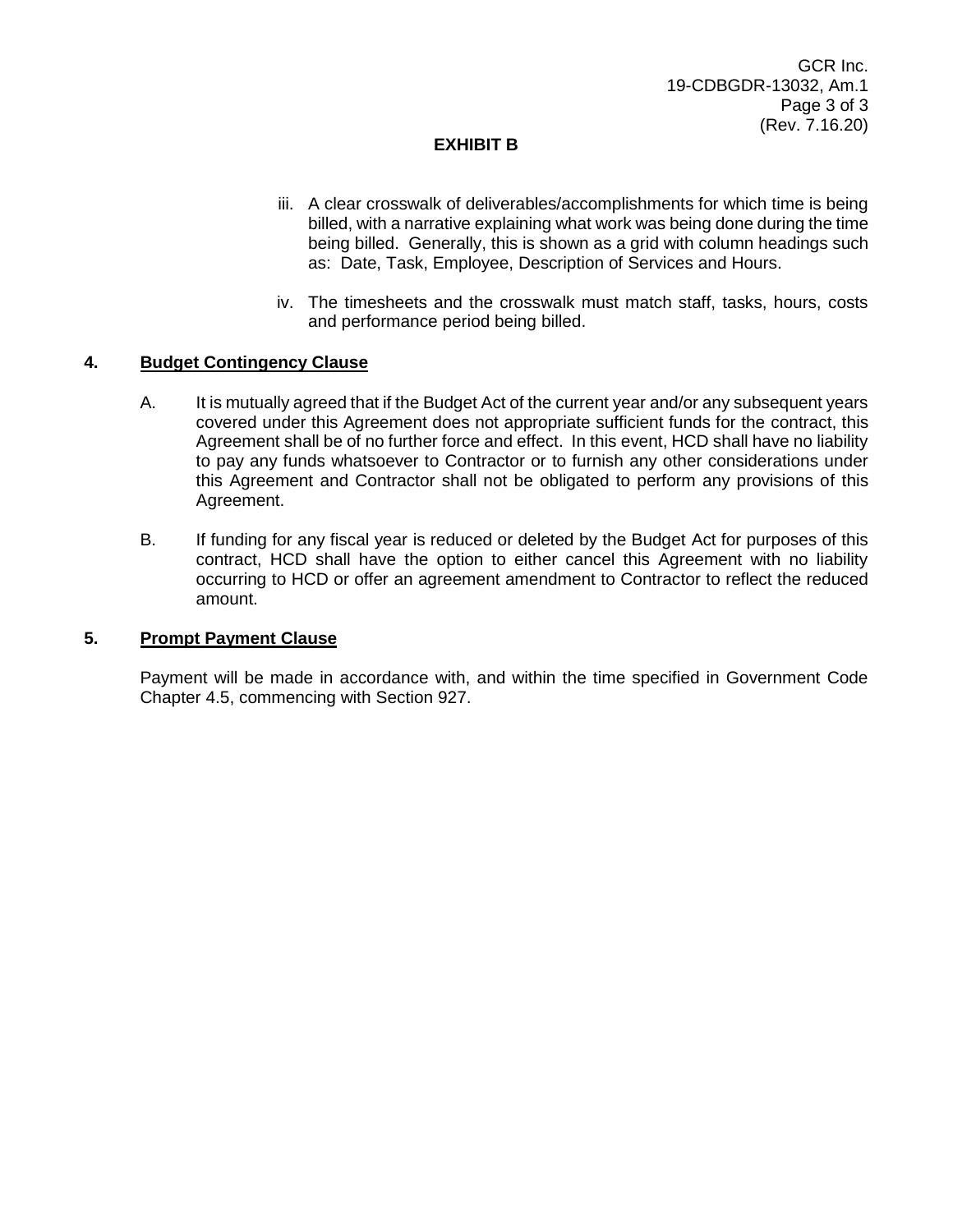# EXHIBIT B

iii. A clear crosswalk of deliverables/accomplishments for which time is being billed, with a narrative explaining what work was being done during the time being billed. Generally, this is shown as a grid with column headings such as: Date, Task, Employee, Description of Services and Hours.

iv. The timesheets and the crosswalk must match staff, tasks, hours, costs and performance period being billed.

## 4. Budget Contingency Clause

A. It is mutually agreed that if the Budget Act of the current year and/or any subsequent years covered under this Agreement does not appropriate sufficient funds for the contract, this Agreement shall be of no further force and effect. In this event, HCD shall have no liability to pay any funds whatsoever to Contractor or to furnish any other considerations under this Agreement and Contractor shall not be obligated to perform any provisions of this Agreement.

B. If funding for any fiscal year is reduced or deleted by the Budget Act for purposes of this contract, HCD shall have the option to either cancel this Agreement with no liability occurring to HCD or offer an agreement amendment to Contractor to reflect the reduced amount.

## 5. Prompt Payment Clause

Payment will be made in accordance with, and within the time specified in Government Code Chapter 4.5, commencing with Section 927.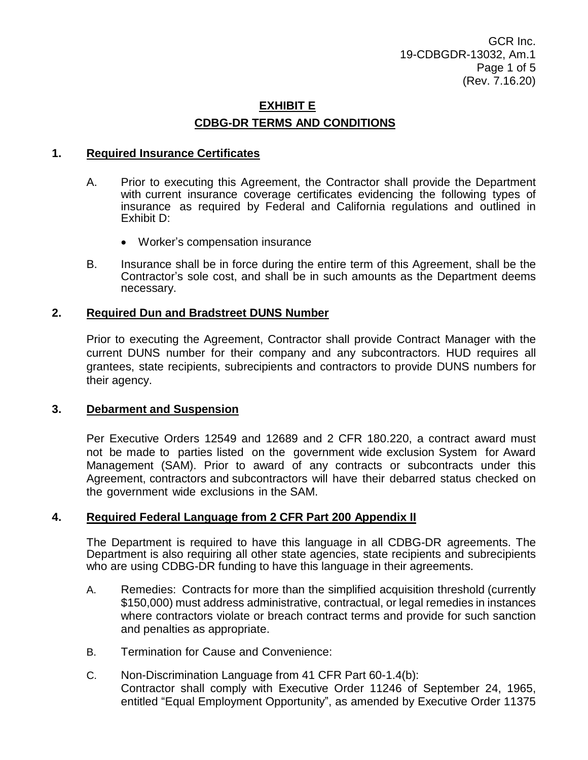# EXHIBIT E

# CDBG-DR TERMS AND CONDITIONS

## 1. Required Insurance Certificates

A. Prior to executing this Agreement, the Contractor shall provide the Department with current insurance coverage certificates evidencing the following types of insurance as required by Federal and California regulations and outlined in Exhibit D:

- Worker's compensation insurance

B. Insurance shall be in force during the entire term of this Agreement, shall be the Contractor's sole cost, and shall be in such amounts as the Department deems necessary.

## 2. Required Dun and Bradstreet DUNS Number

Prior to executing the Agreement, Contractor shall provide Contract Manager with the current DUNS number for their company and any subcontractors. HUD requires all grantees, state recipients, subrecipients and contractors to provide DUNS numbers for their agency.

## 3. Debarment and Suspension

Per Executive Orders 12549 and 12689 and 2 CFR 180.220, a contract award must not be made to parties listed on the government wide exclusion System for Award Management (SAM). Prior to award of any contracts or subcontracts under this Agreement, contractors and subcontractors will have their debarred status checked on the government wide exclusions in the SAM.

## 4. Required Federal Language from 2 CFR Part 200 Appendix II

The Department is required to have this language in all CDBG-DR agreements. The Department is also requiring all other state agencies, state recipients and subrecipients who are using CDBG-DR funding to have this language in their agreements.

A. Remedies: Contracts for more than the simplified acquisition threshold (currently $150,000) must address administrative, contractual, or legal remedies in instances where contractors violate or breach contract terms and provide for such sanction and penalties as appropriate.

B. Termination for Cause and Convenience:

C. Non-Discrimination Language from 41 CFR Part 60-1.4(b):
Contractor shall comply with Executive Order 11246 of September 24, 1965, entitled "Equal Employment Opportunity", as amended by Executive Order 11375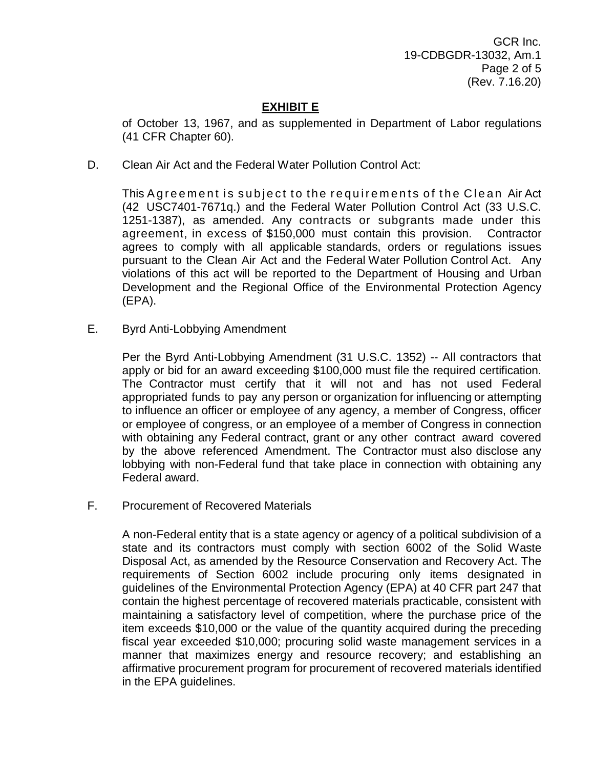## EXHIBIT E

of October 13, 1967, and as supplemented in Department of Labor regulations (41 CFR Chapter 60).

D. Clean Air Act and the Federal Water Pollution Control Act:

This Agreement is subject to the requirements of the Clean Air Act (42 USC7401-7671q.) and the Federal Water Pollution Control Act (33 U.S.C. 1251-1387), as amended. Any contracts or subgrants made under this agreement, in excess of $150,000 must contain this provision. Contractor agrees to comply with all applicable standards, orders or regulations issues pursuant to the Clean Air Act and the Federal Water Pollution Control Act. Any violations of this act will be reported to the Department of Housing and Urban Development and the Regional Office of the Environmental Protection Agency (EPA).

E. Byrd Anti-Lobbying Amendment

Per the Byrd Anti-Lobbying Amendment (31 U.S.C. 1352) -- All contractors that apply or bid for an award exceeding $100,000 must file the required certification. The Contractor must certify that it will not and has not used Federal appropriated funds to pay any person or organization for influencing or attempting to influence an officer or employee of any agency, a member of Congress, officer or employee of congress, or an employee of a member of Congress in connection with obtaining any Federal contract, grant or any other contract award covered by the above referenced Amendment. The Contractor must also disclose any lobbying with non-Federal fund that take place in connection with obtaining any Federal award.

F. Procurement of Recovered Materials

A non-Federal entity that is a state agency or agency of a political subdivision of a state and its contractors must comply with section 6002 of the Solid Waste Disposal Act, as amended by the Resource Conservation and Recovery Act. The requirements of Section 6002 include procuring only items designated in guidelines of the Environmental Protection Agency (EPA) at 40 CFR part 247 that contain the highest percentage of recovered materials practicable, consistent with maintaining a satisfactory level of competition, where the purchase price of the item exceeds $10,000 or the value of the quantity acquired during the preceding fiscal year exceeded $10,000; procuring solid waste management services in a manner that maximizes energy and resource recovery; and establishing an affirmative procurement program for procurement of recovered materials identified in the EPA guidelines.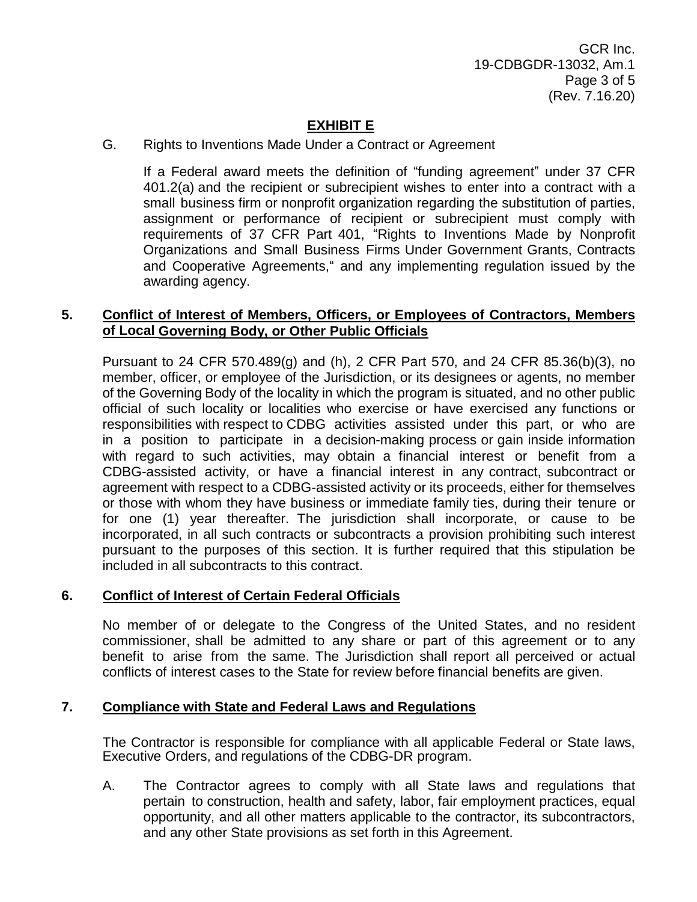## EXHIBIT E

G. Rights to Inventions Made Under a Contract or Agreement

If a Federal award meets the definition of "funding agreement" under 37 CFR 401.2(a) and the recipient or subrecipient wishes to enter into a contract with a small business firm or nonprofit organization regarding the substitution of parties, assignment or performance of recipient or subrecipient must comply with requirements of 37 CFR Part 401, "Rights to Inventions Made by Nonprofit Organizations and Small Business Firms Under Government Grants, Contracts and Cooperative Agreements," and any implementing regulation issued by the awarding agency.

### 5. Conflict of Interest of Members, Officers, or Employees of Contractors, Members of Local Governing Body, or Other Public Officials

Pursuant to 24 CFR 570.489(g) and (h), 2 CFR Part 570, and 24 CFR 85.36(b)(3), no member, officer, or employee of the Jurisdiction, or its designees or agents, no member of the Governing Body of the locality in which the program is situated, and no other public official of such locality or localities who exercise or have exercised any functions or responsibilities with respect to CDBG activities assisted under this part, or who are in a position to participate in a decision-making process or gain inside information with regard to such activities, may obtain a financial interest or benefit from a CDBG-assisted activity, or have a financial interest in any contract, subcontract or agreement with respect to a CDBG-assisted activity or its proceeds, either for themselves or those with whom they have business or immediate family ties, during their tenure or for one (1) year thereafter. The jurisdiction shall incorporate, or cause to be incorporated, in all such contracts or subcontracts a provision prohibiting such interest pursuant to the purposes of this section. It is further required that this stipulation be included in all subcontracts to this contract.

### 6. Conflict of Interest of Certain Federal Officials

No member of or delegate to the Congress of the United States, and no resident commissioner, shall be admitted to any share or part of this agreement or to any benefit to arise from the same. The Jurisdiction shall report all perceived or actual conflicts of interest cases to the State for review before financial benefits are given.

### 7. Compliance with State and Federal Laws and Regulations

The Contractor is responsible for compliance with all applicable Federal or State laws, Executive Orders, and regulations of the CDBG-DR program.

A. The Contractor agrees to comply with all State laws and regulations that pertain to construction, health and safety, labor, fair employment practices, equal opportunity, and all other matters applicable to the contractor, its subcontractors, and any other State provisions as set forth in this Agreement.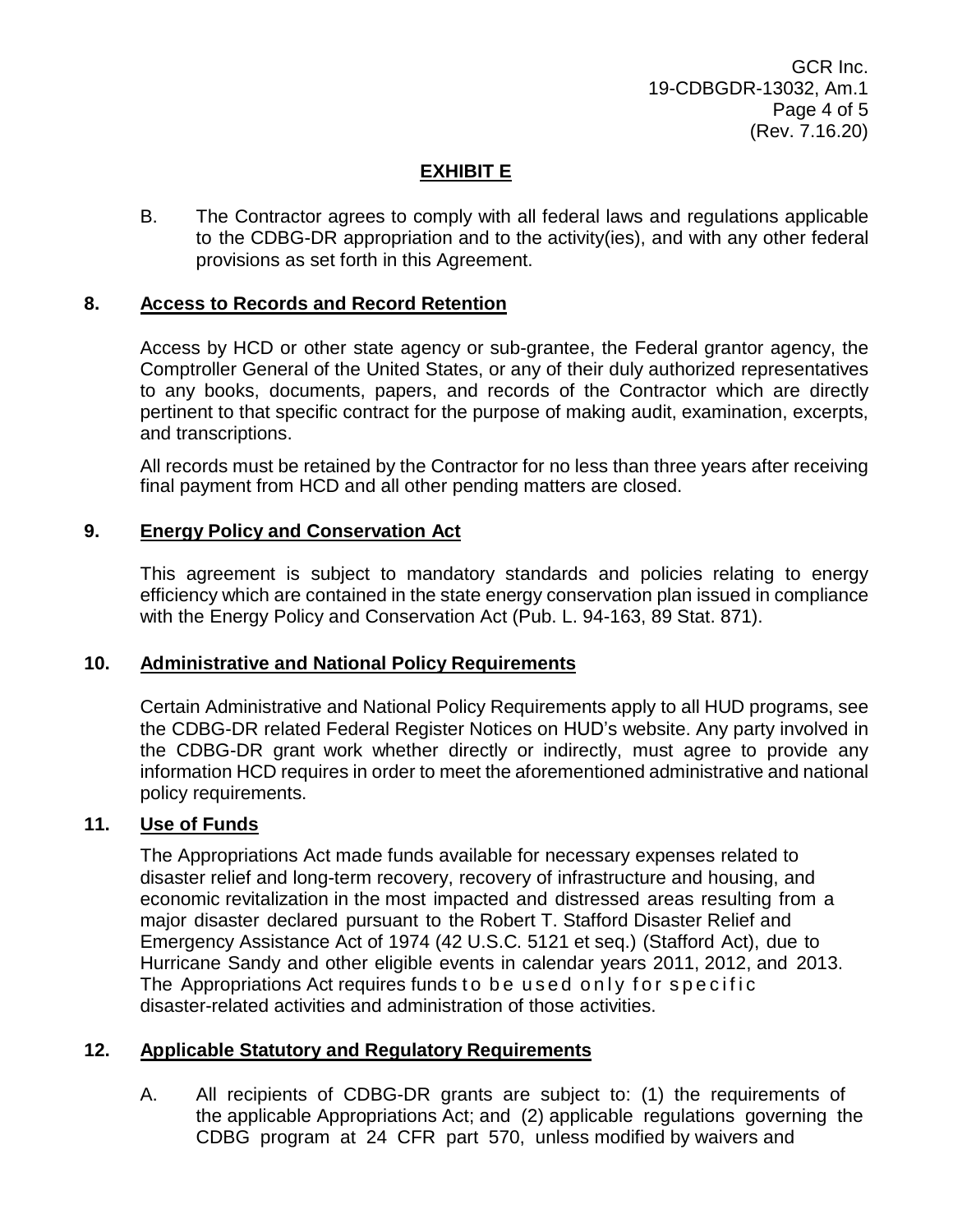## EXHIBIT E

B. The Contractor agrees to comply with all federal laws and regulations applicable to the CDBG-DR appropriation and to the activity(ies), and with any other federal provisions as set forth in this Agreement.

**8. Access to Records and Record Retention**

Access by HCD or other state agency or sub-grantee, the Federal grantor agency, the Comptroller General of the United States, or any of their duly authorized representatives to any books, documents, papers, and records of the Contractor which are directly pertinent to that specific contract for the purpose of making audit, examination, excerpts, and transcriptions.

All records must be retained by the Contractor for no less than three years after receiving final payment from HCD and all other pending matters are closed.

**9. Energy Policy and Conservation Act**

This agreement is subject to mandatory standards and policies relating to energy efficiency which are contained in the state energy conservation plan issued in compliance with the Energy Policy and Conservation Act (Pub. L. 94-163, 89 Stat. 871).

**10. Administrative and National Policy Requirements**

Certain Administrative and National Policy Requirements apply to all HUD programs, see the CDBG-DR related Federal Register Notices on HUD's website. Any party involved in the CDBG-DR grant work whether directly or indirectly, must agree to provide any information HCD requires in order to meet the aforementioned administrative and national policy requirements.

**11. Use of Funds**

The Appropriations Act made funds available for necessary expenses related to disaster relief and long-term recovery, recovery of infrastructure and housing, and economic revitalization in the most impacted and distressed areas resulting from a major disaster declared pursuant to the Robert T. Stafford Disaster Relief and Emergency Assistance Act of 1974 (42 U.S.C. 5121 et seq.) (Stafford Act), due to Hurricane Sandy and other eligible events in calendar years 2011, 2012, and 2013. The Appropriations Act requires funds to be used only for specific disaster-related activities and administration of those activities.

**12. Applicable Statutory and Regulatory Requirements**

A. All recipients of CDBG-DR grants are subject to: (1) the requirements of the applicable Appropriations Act; and (2) applicable regulations governing the CDBG program at 24 CFR part 570, unless modified by waivers and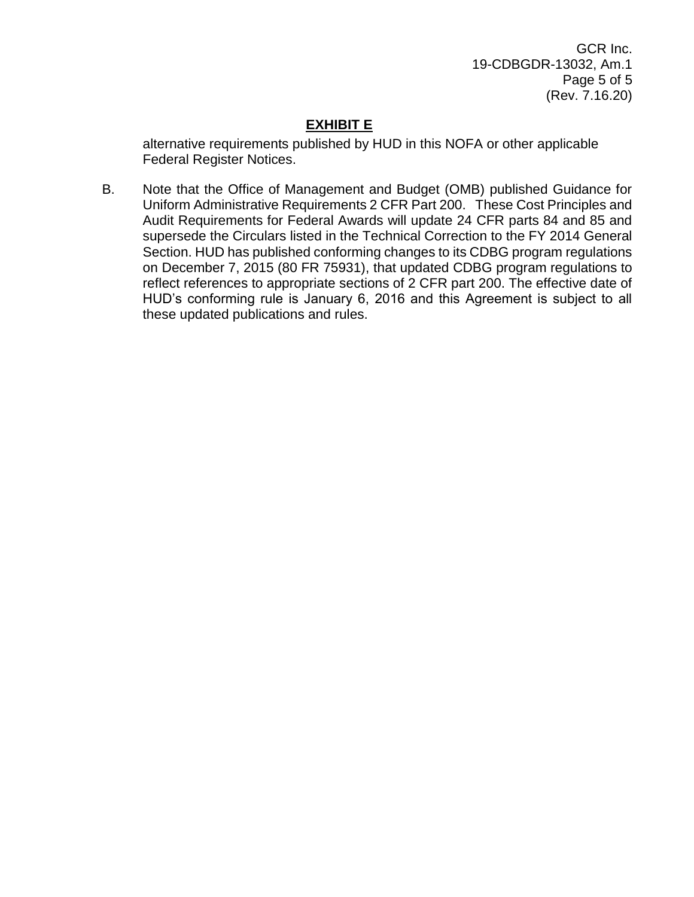## EXHIBIT E

alternative requirements published by HUD in this NOFA or other applicable Federal Register Notices.

B. Note that the Office of Management and Budget (OMB) published Guidance for Uniform Administrative Requirements 2 CFR Part 200. These Cost Principles and Audit Requirements for Federal Awards will update 24 CFR parts 84 and 85 and supersede the Circulars listed in the Technical Correction to the FY 2014 General Section. HUD has published conforming changes to its CDBG program regulations on December 7, 2015 (80 FR 75931), that updated CDBG program regulations to reflect references to appropriate sections of 2 CFR part 200. The effective date of HUD's conforming rule is January 6, 2016 and this Agreement is subject to all these updated publications and rules.